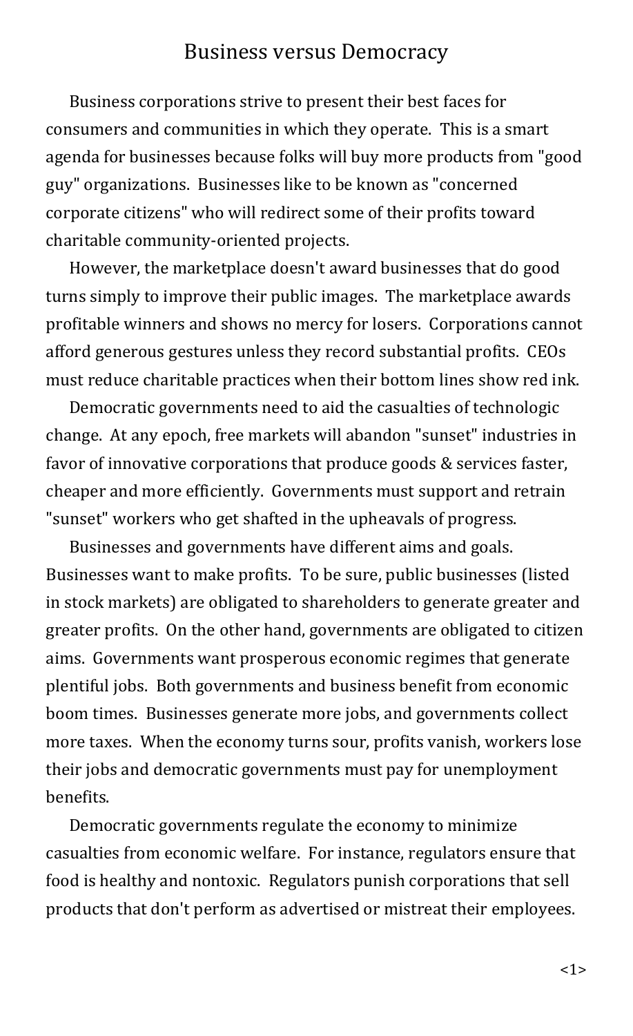# Business versus Democracy

Business corporations strive to present their best faces for consumers and communities in which they operate. This is a smart agenda for businesses because folks will buy more products from "good guy" organizations. Businesses like to be known as "concerned corporate citizens" who will redirect some of their profits toward charitable community-oriented projects.

However, the marketplace doesn't award businesses that do good turns simply to improve their public images. The marketplace awards profitable winners and shows no mercy for losers. Corporations cannot afford generous gestures unless they record substantial profits. CEOs must reduce charitable practices when their bottom lines show red ink.

Democratic governments need to aid the casualties of technologic change. At any epoch, free markets will abandon "sunset" industries in favor of innovative corporations that produce goods & services faster, cheaper and more efficiently. Governments must support and retrain "sunset" workers who get shafted in the upheavals of progress.

Businesses and governments have different aims and goals. Businesses want to make profits. To be sure, public businesses (listed in stock markets) are obligated to shareholders to generate greater and greater profits. On the other hand, governments are obligated to citizen aims. Governments want prosperous economic regimes that generate plentiful jobs. Both governments and business benefit from economic boom times. Businesses generate more jobs, and governments collect more taxes. When the economy turns sour, profits vanish, workers lose their jobs and democratic governments must pay for unemployment benefits.

Democratic governments regulate the economy to minimize casualties from economic welfare. For instance, regulators ensure that food is healthy and nontoxic. Regulators punish corporations that sell products that don't perform as advertised or mistreat their employees.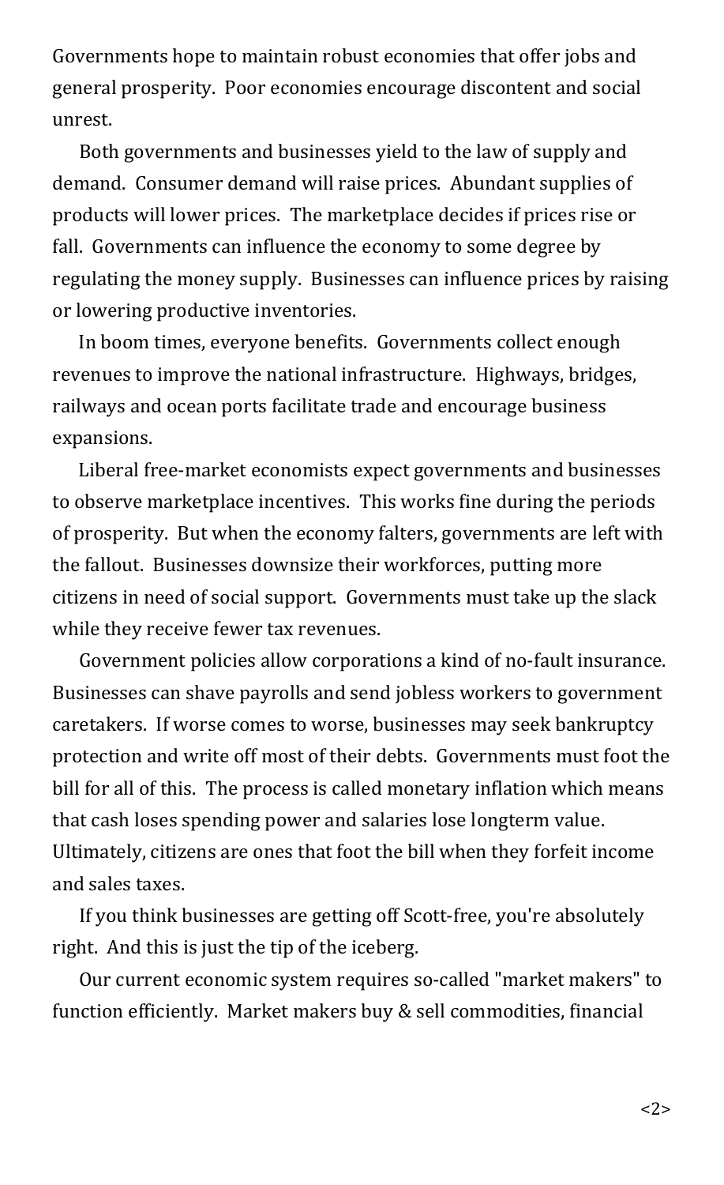Governments hope to maintain robust economies that offer jobs and general prosperity. Poor economies encourage discontent and social unrest.

Both governments and businesses yield to the law of supply and demand. Consumer demand will raise prices. Abundant supplies of products will lower prices. The marketplace decides if prices rise or fall. Governments can influence the economy to some degree by regulating the money supply. Businesses can influence prices by raising or lowering productive inventories.

In boom times, everyone benefits. Governments collect enough revenues to improve the national infrastructure. Highways, bridges, railways and ocean ports facilitate trade and encourage business expansions.

Liberal free-market economists expect governments and businesses to observe marketplace incentives. This works fine during the periods of prosperity. But when the economy falters, governments are left with the fallout. Businesses downsize their workforces, putting more citizens in need of social support. Governments must take up the slack while they receive fewer tax revenues.

Government policies allow corporations a kind of no-fault insurance. Businesses can shave payrolls and send jobless workers to government caretakers. If worse comes to worse, businesses may seek bankruptcy protection and write off most of their debts. Governments must foot the bill for all of this. The process is called monetary inflation which means that cash loses spending power and salaries lose longterm value. Ultimately, citizens are ones that foot the bill when they forfeit income and sales taxes.

If you think businesses are getting off Scott-free, you're absolutely right. And this is just the tip of the iceberg.

Our current economic system requires so-called "market makers" to function efficiently. Market makers buy & sell commodities, financial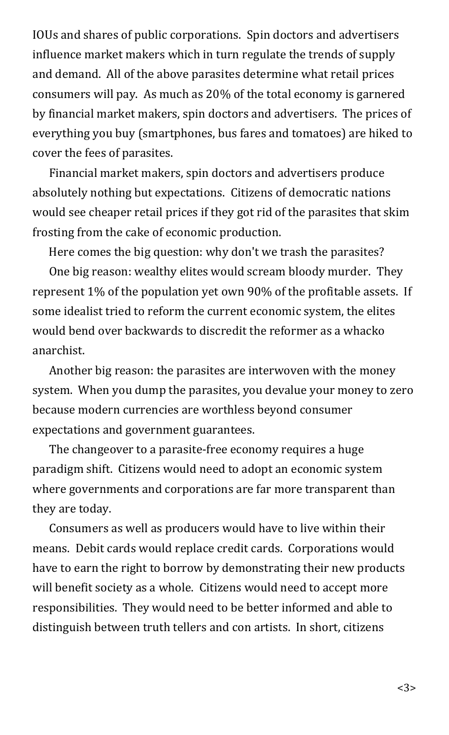IOUs and shares of public corporations. Spin doctors and advertisers influence market makers which in turn regulate the trends of supply and demand. All of the above parasites determine what retail prices consumers will pay. As much as 20% of the total economy is garnered by financial market makers, spin doctors and advertisers. The prices of everything you buy (smartphones, bus fares and tomatoes) are hiked to cover the fees of parasites.

Financial market makers, spin doctors and advertisers produce absolutely nothing but expectations. Citizens of democratic nations would see cheaper retail prices if they got rid of the parasites that skim frosting from the cake of economic production.

Here comes the big question: why don't we trash the parasites?

One big reason: wealthy elites would scream bloody murder. They represent 1% of the population yet own 90% of the profitable assets. If some idealist tried to reform the current economic system, the elites would bend over backwards to discredit the reformer as a whacko anarchist.

Another big reason: the parasites are interwoven with the money system. When you dump the parasites, you devalue your money to zero because modern currencies are worthless beyond consumer expectations and government guarantees.

The changeover to a parasite-free economy requires a huge paradigm shift. Citizens would need to adopt an economic system where governments and corporations are far more transparent than they are today.

Consumers as well as producers would have to live within their means. Debit cards would replace credit cards. Corporations would have to earn the right to borrow by demonstrating their new products will benefit society as a whole. Citizens would need to accept more responsibilities. They would need to be better informed and able to distinguish between truth tellers and con artists. In short, citizens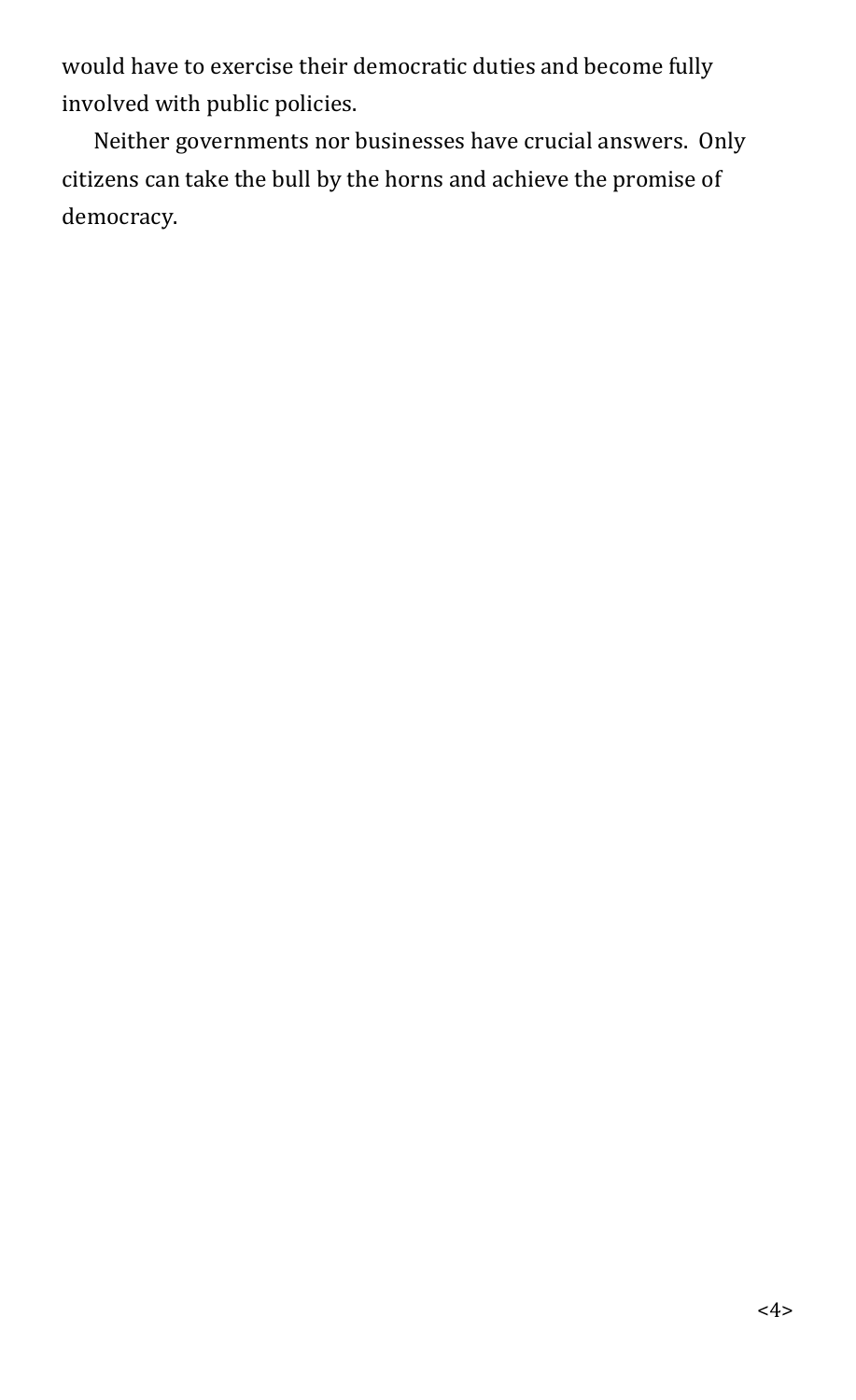would have to exercise their democratic duties and become fully involved with public policies.

Neither governments nor businesses have crucial answers. Only citizens can take the bull by the horns and achieve the promise of democracy.